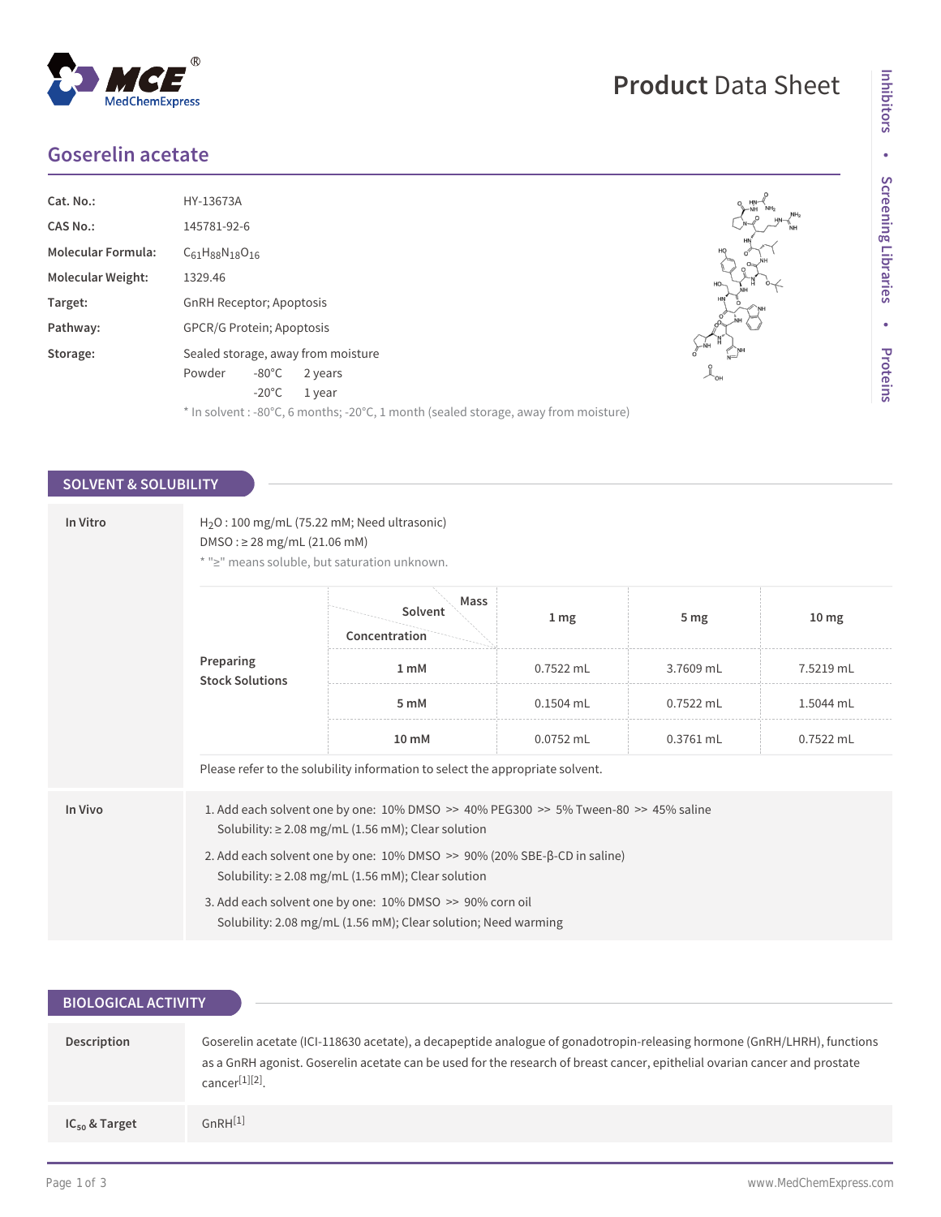# Product Data Sheet

## Goserelin acetate

| | |
|---|---|
| **Cat. No.:** | HY-13673A |
| **CAS No.:** | 145781-92-6 |
| **Molecular Formula:** | $C_{61}H_{88}N_{18}O_{16}$ |
| **Molecular Weight:** | 1329.46 |
| **Target:** | GnRH Receptor; Apoptosis |
| **Pathway:** | GPCR/G Protein; Apoptosis |
| **Storage:** | Sealed storage, away from moisture |

| | | |
|---|---|---|
| Powder | -80°C | 2 years |
| | -20°C | 1 year |

* In solvent : -80°C, 6 months; -20°C, 1 month (sealed storage, away from moisture)

## SOLVENT & SOLUBILITY

### In Vitro

$H_2O$ : 100 mg/mL (75.22 mM; Need ultrasonic)
DMSO : ≥ 28 mg/mL (21.06 mM)
* "≥" means soluble, but saturation unknown.

**Preparing Stock Solutions**

| Concentration \ Solvent \ Mass | 1 mg | 5 mg | 10 mg |
|---|---|---|---|
| **1 mM** | 0.7522 mL | 3.7609 mL | 7.5219 mL |
| **5 mM** | 0.1504 mL | 0.7522 mL | 1.5044 mL |
| **10 mM** | 0.0752 mL | 0.3761 mL | 0.7522 mL |

Please refer to the solubility information to select the appropriate solvent.

### In Vivo

1. Add each solvent one by one: 10% DMSO >> 40% PEG300 >> 5% Tween-80 >> 45% saline
   Solubility: ≥ 2.08 mg/mL (1.56 mM); Clear solution
2. Add each solvent one by one: 10% DMSO >> 90% (20% SBE-β-CD in saline)
   Solubility: ≥ 2.08 mg/mL (1.56 mM); Clear solution
3. Add each solvent one by one: 10% DMSO >> 90% corn oil
   Solubility: 2.08 mg/mL (1.56 mM); Clear solution; Need warming

## BIOLOGICAL ACTIVITY

**Description**

Goserelin acetate (ICI-118630 acetate), a decapeptide analogue of gonadotropin-releasing hormone (GnRH/LHRH), functions as a GnRH agonist. Goserelin acetate can be used for the research of breast cancer, epithelial ovarian cancer and prostate cancer[1][2].

**$IC_{50}$ & Target**

GnRH[1]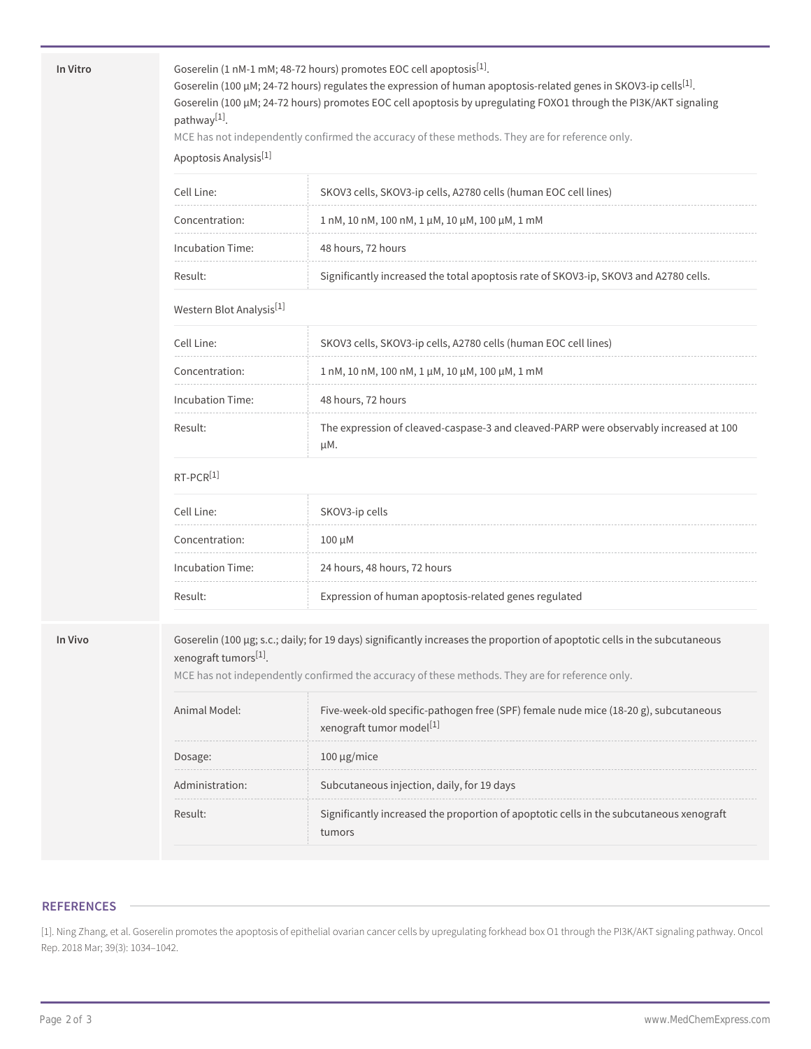**In Vitro**

Goserelin (1 nM-1 mM; 48-72 hours) promotes EOC cell apoptosis[1].
Goserelin (100 μM; 24-72 hours) regulates the expression of human apoptosis-related genes in SKOV3-ip cells[1].
Goserelin (100 μM; 24-72 hours) promotes EOC cell apoptosis by upregulating FOXO1 through the PI3K/AKT signaling pathway[1].

MCE has not independently confirmed the accuracy of these methods. They are for reference only.

Apoptosis Analysis[1]

| | |
|---|---|
| Cell Line: | SKOV3 cells, SKOV3-ip cells, A2780 cells (human EOC cell lines) |
| Concentration: | 1 nM, 10 nM, 100 nM, 1 μM, 10 μM, 100 μM, 1 mM |
| Incubation Time: | 48 hours, 72 hours |
| Result: | Significantly increased the total apoptosis rate of SKOV3-ip, SKOV3 and A2780 cells. |

Western Blot Analysis[1]

| | |
|---|---|
| Cell Line: | SKOV3 cells, SKOV3-ip cells, A2780 cells (human EOC cell lines) |
| Concentration: | 1 nM, 10 nM, 100 nM, 1 μM, 10 μM, 100 μM, 1 mM |
| Incubation Time: | 48 hours, 72 hours |
| Result: | The expression of cleaved-caspase-3 and cleaved-PARP were observably increased at 100 μM. |

RT-PCR[1]

| | |
|---|---|
| Cell Line: | SKOV3-ip cells |
| Concentration: | 100 μM |
| Incubation Time: | 24 hours, 48 hours, 72 hours |
| Result: | Expression of human apoptosis-related genes regulated |

**In Vivo**

Goserelin (100 μg; s.c.; daily; for 19 days) significantly increases the proportion of apoptotic cells in the subcutaneous xenograft tumors[1].

MCE has not independently confirmed the accuracy of these methods. They are for reference only.

| | |
|---|---|
| Animal Model: | Five-week-old specific-pathogen free (SPF) female nude mice (18-20 g), subcutaneous xenograft tumor model[1] |
| Dosage: | 100 μg/mice |
| Administration: | Subcutaneous injection, daily, for 19 days |
| Result: | Significantly increased the proportion of apoptotic cells in the subcutaneous xenograft tumors |

## REFERENCES

[1]. Ning Zhang, et al. Goserelin promotes the apoptosis of epithelial ovarian cancer cells by upregulating forkhead box O1 through the PI3K/AKT signaling pathway. Oncol Rep. 2018 Mar; 39(3): 1034–1042.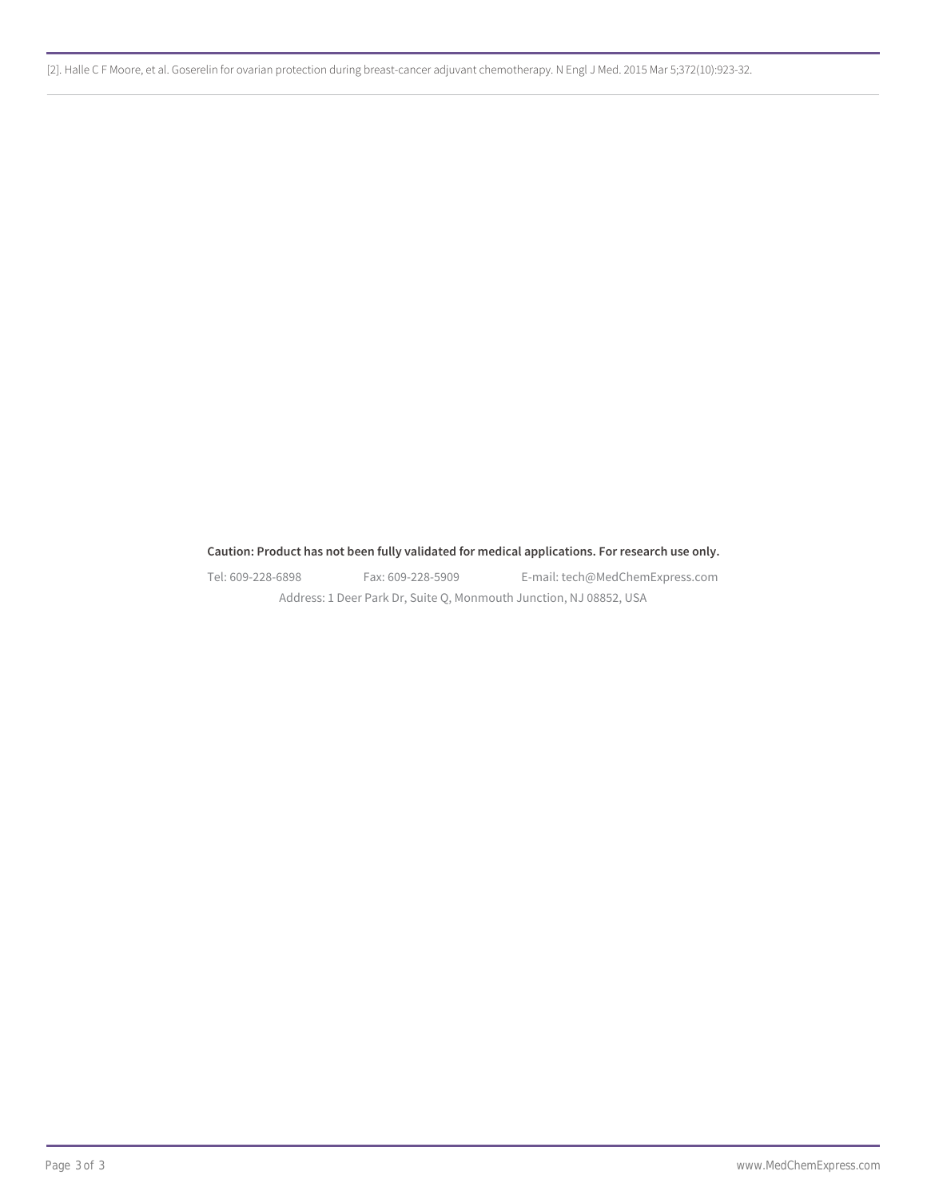[2]. Halle C F Moore, et al. Goserelin for ovarian protection during breast-cancer adjuvant chemotherapy. N Engl J Med. 2015 Mar 5;372(10):923-32.

**Caution: Product has not been fully validated for medical applications. For research use only.**

Tel: 609-228-6898 Fax: 609-228-5909 E-mail: tech@MedChemExpress.com

Address: 1 Deer Park Dr, Suite Q, Monmouth Junction, NJ 08852, USA